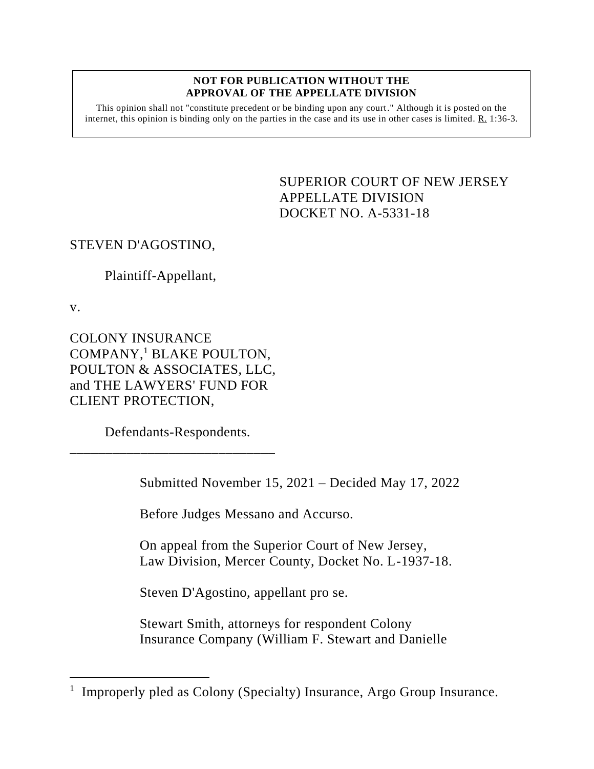**NOT FOR PUBLICATION WITHOUT THE APPROVAL OF THE APPELLATE DIVISION**

This opinion shall not "constitute precedent or be binding upon any court." Although it is posted on the internet, this opinion is binding only on the parties in the case and its use in other cases is limited. R. 1:36-3.

SUPERIOR COURT OF NEW JERSEY
APPELLATE DIVISION
DOCKET NO. A-5331-18

STEVEN D'AGOSTINO,

Plaintiff-Appellant,

v.

COLONY INSURANCE COMPANY,[1] BLAKE POULTON, POULTON & ASSOCIATES, LLC, and THE LAWYERS' FUND FOR CLIENT PROTECTION,

Defendants-Respondents.

\_\_\_\_\_\_\_\_\_\_\_\_\_\_\_\_\_\_\_\_\_\_\_\_\_\_\_\_\_\_

Submitted November 15, 2021 – Decided May 17, 2022

Before Judges Messano and Accurso.

On appeal from the Superior Court of New Jersey, Law Division, Mercer County, Docket No. L-1937-18.

Steven D'Agostino, appellant pro se.

Stewart Smith, attorneys for respondent Colony Insurance Company (William F. Stewart and Danielle

---

[1] Improperly pled as Colony (Specialty) Insurance, Argo Group Insurance.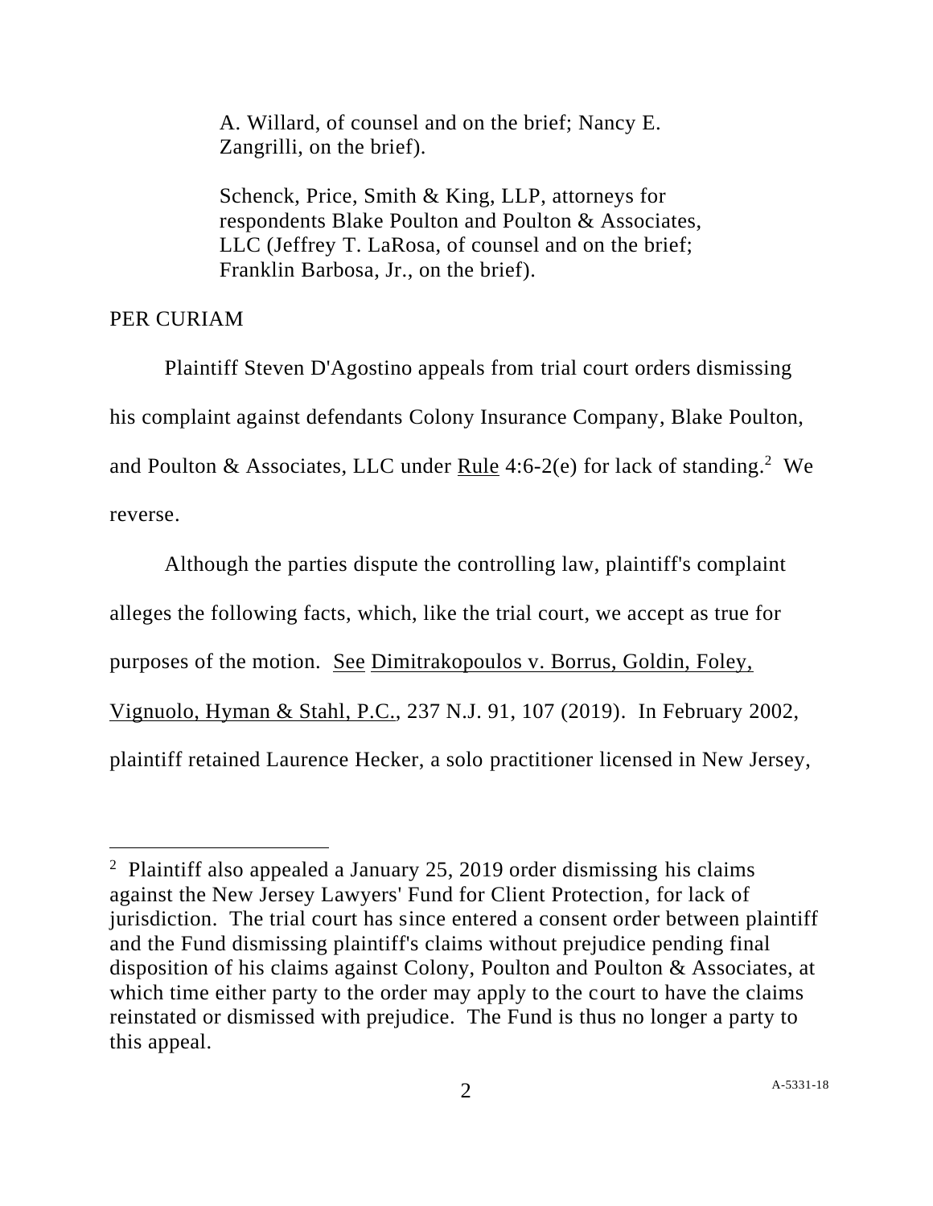A. Willard, of counsel and on the brief; Nancy E. Zangrilli, on the brief).

Schenck, Price, Smith & King, LLP, attorneys for respondents Blake Poulton and Poulton & Associates, LLC (Jeffrey T. LaRosa, of counsel and on the brief; Franklin Barbosa, Jr., on the brief).

PER CURIAM

Plaintiff Steven D'Agostino appeals from trial court orders dismissing his complaint against defendants Colony Insurance Company, Blake Poulton, and Poulton & Associates, LLC under Rule 4:6-2(e) for lack of standing.[2] We reverse.

Although the parties dispute the controlling law, plaintiff's complaint alleges the following facts, which, like the trial court, we accept as true for purposes of the motion. See Dimitrakopoulos v. Borrus, Goldin, Foley, Vignuolo, Hyman & Stahl, P.C., 237 N.J. 91, 107 (2019). In February 2002, plaintiff retained Laurence Hecker, a solo practitioner licensed in New Jersey,

[2] Plaintiff also appealed a January 25, 2019 order dismissing his claims against the New Jersey Lawyers' Fund for Client Protection, for lack of jurisdiction. The trial court has since entered a consent order between plaintiff and the Fund dismissing plaintiff's claims without prejudice pending final disposition of his claims against Colony, Poulton and Poulton & Associates, at which time either party to the order may apply to the court to have the claims reinstated or dismissed with prejudice. The Fund is thus no longer a party to this appeal.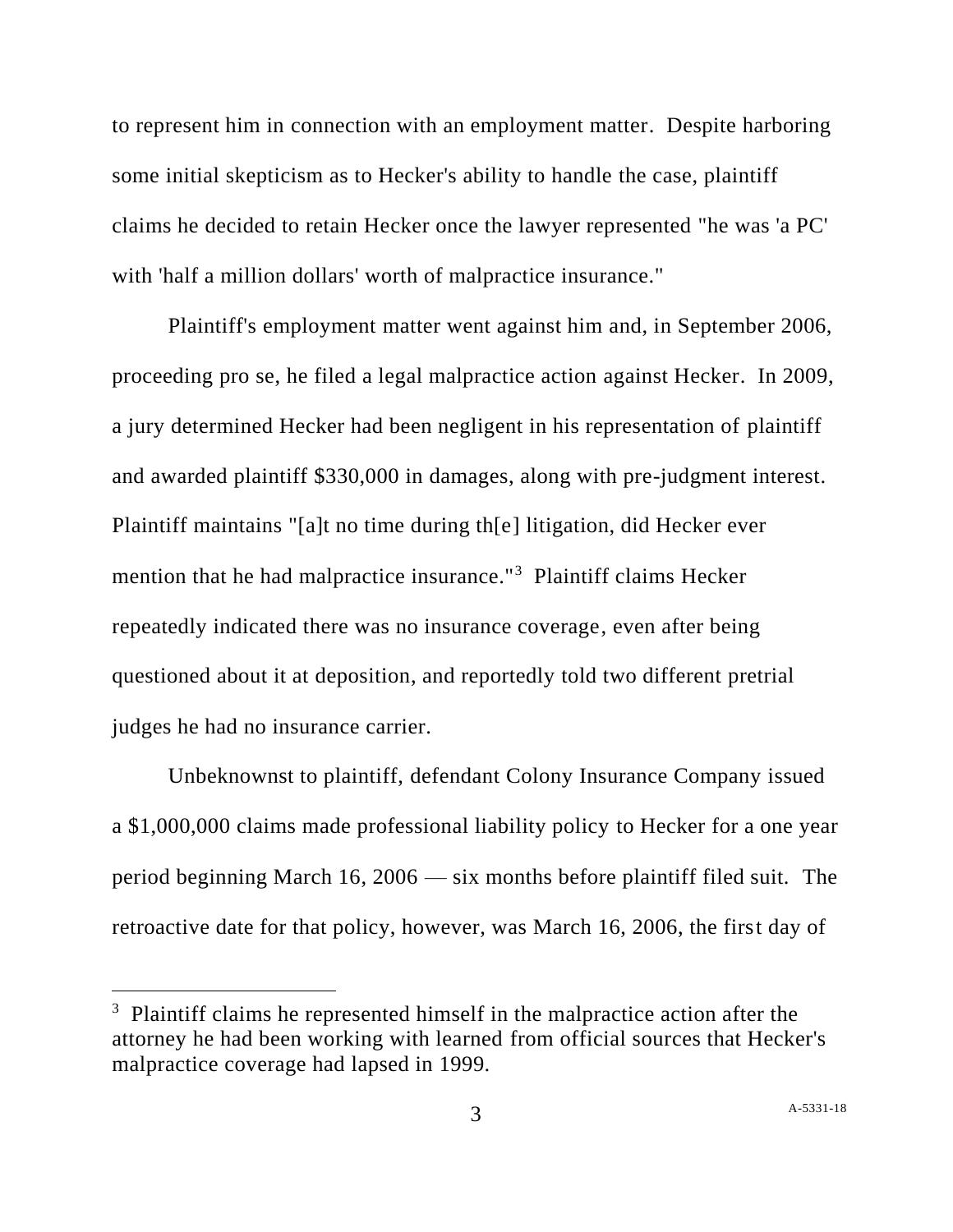to represent him in connection with an employment matter. Despite harboring some initial skepticism as to Hecker's ability to handle the case, plaintiff claims he decided to retain Hecker once the lawyer represented "he was 'a PC' with 'half a million dollars' worth of malpractice insurance."

Plaintiff's employment matter went against him and, in September 2006, proceeding pro se, he filed a legal malpractice action against Hecker. In 2009, a jury determined Hecker had been negligent in his representation of plaintiff and awarded plaintiff $330,000 in damages, along with pre-judgment interest. Plaintiff maintains "[a]t no time during th[e] litigation, did Hecker ever mention that he had malpractice insurance."[3] Plaintiff claims Hecker repeatedly indicated there was no insurance coverage, even after being questioned about it at deposition, and reportedly told two different pretrial judges he had no insurance carrier.

Unbeknownst to plaintiff, defendant Colony Insurance Company issued a $1,000,000 claims made professional liability policy to Hecker for a one year period beginning March 16, 2006 — six months before plaintiff filed suit. The retroactive date for that policy, however, was March 16, 2006, the first day of

[3] Plaintiff claims he represented himself in the malpractice action after the attorney he had been working with learned from official sources that Hecker's malpractice coverage had lapsed in 1999.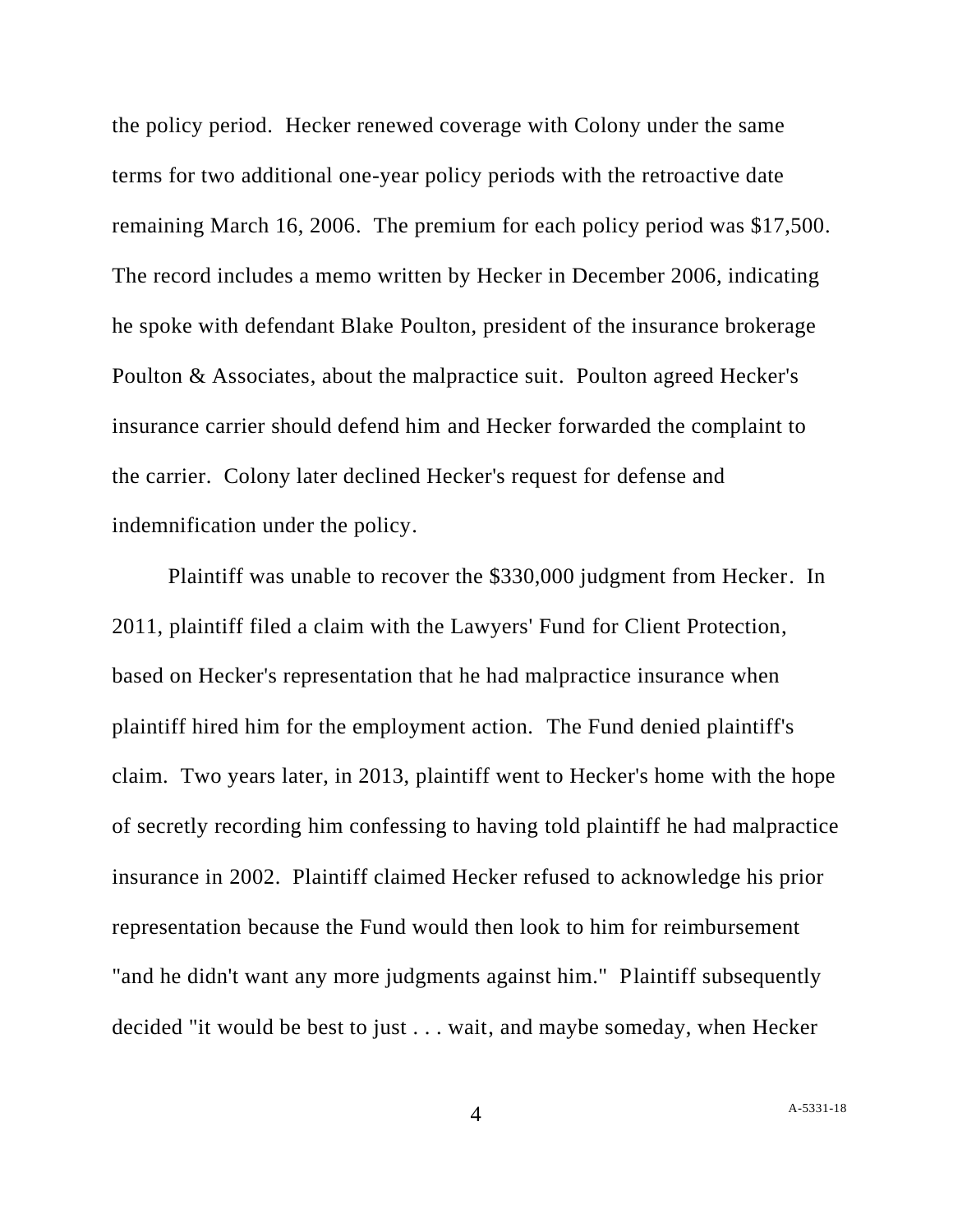the policy period. Hecker renewed coverage with Colony under the same terms for two additional one-year policy periods with the retroactive date remaining March 16, 2006. The premium for each policy period was $17,500. The record includes a memo written by Hecker in December 2006, indicating he spoke with defendant Blake Poulton, president of the insurance brokerage Poulton & Associates, about the malpractice suit. Poulton agreed Hecker's insurance carrier should defend him and Hecker forwarded the complaint to the carrier. Colony later declined Hecker's request for defense and indemnification under the policy.

Plaintiff was unable to recover the $330,000 judgment from Hecker. In 2011, plaintiff filed a claim with the Lawyers' Fund for Client Protection, based on Hecker's representation that he had malpractice insurance when plaintiff hired him for the employment action. The Fund denied plaintiff's claim. Two years later, in 2013, plaintiff went to Hecker's home with the hope of secretly recording him confessing to having told plaintiff he had malpractice insurance in 2002. Plaintiff claimed Hecker refused to acknowledge his prior representation because the Fund would then look to him for reimbursement "and he didn't want any more judgments against him." Plaintiff subsequently decided "it would be best to just . . . wait, and maybe someday, when Hecker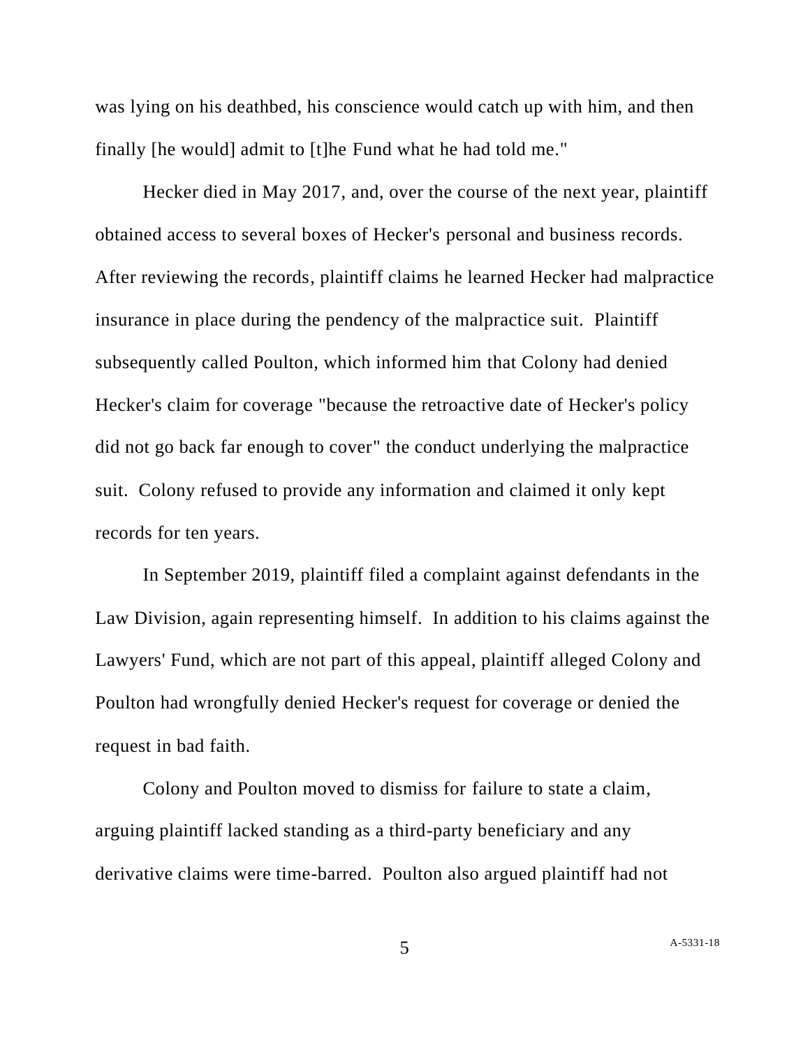was lying on his deathbed, his conscience would catch up with him, and then finally [he would] admit to [t]he Fund what he had told me."

Hecker died in May 2017, and, over the course of the next year, plaintiff obtained access to several boxes of Hecker's personal and business records. After reviewing the records, plaintiff claims he learned Hecker had malpractice insurance in place during the pendency of the malpractice suit. Plaintiff subsequently called Poulton, which informed him that Colony had denied Hecker's claim for coverage "because the retroactive date of Hecker's policy did not go back far enough to cover" the conduct underlying the malpractice suit. Colony refused to provide any information and claimed it only kept records for ten years.

In September 2019, plaintiff filed a complaint against defendants in the Law Division, again representing himself. In addition to his claims against the Lawyers' Fund, which are not part of this appeal, plaintiff alleged Colony and Poulton had wrongfully denied Hecker's request for coverage or denied the request in bad faith.

Colony and Poulton moved to dismiss for failure to state a claim, arguing plaintiff lacked standing as a third-party beneficiary and any derivative claims were time-barred. Poulton also argued plaintiff had not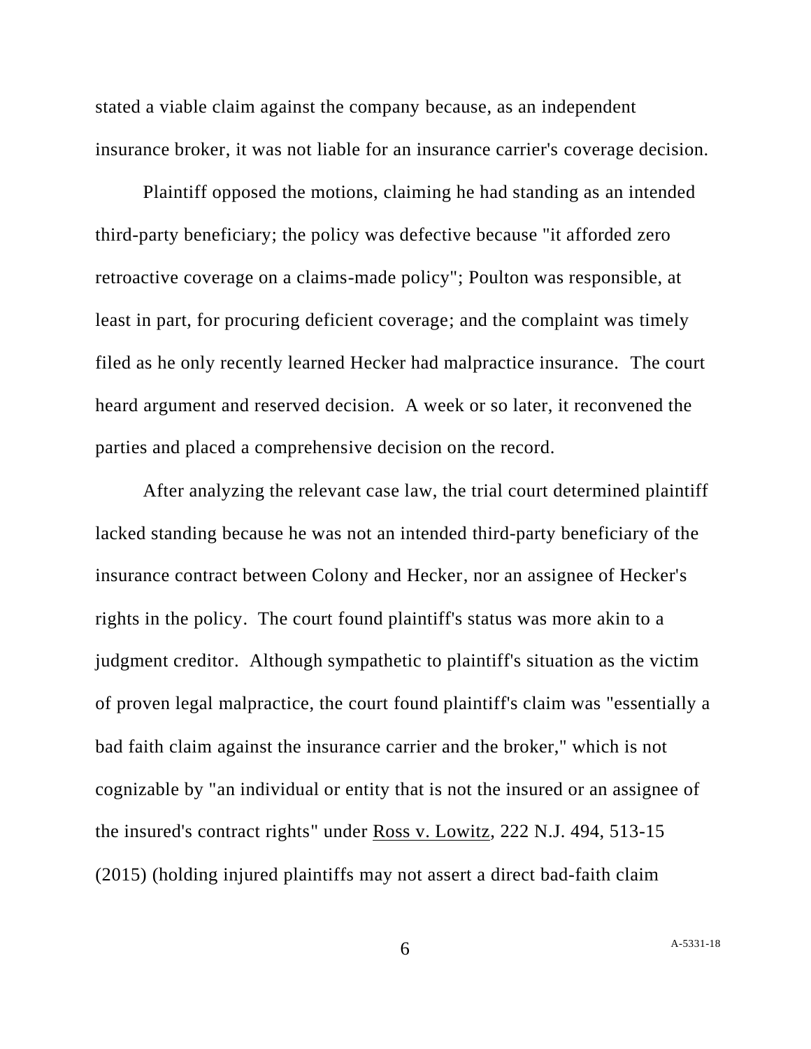stated a viable claim against the company because, as an independent insurance broker, it was not liable for an insurance carrier's coverage decision.

Plaintiff opposed the motions, claiming he had standing as an intended third-party beneficiary; the policy was defective because "it afforded zero retroactive coverage on a claims-made policy"; Poulton was responsible, at least in part, for procuring deficient coverage; and the complaint was timely filed as he only recently learned Hecker had malpractice insurance. The court heard argument and reserved decision. A week or so later, it reconvened the parties and placed a comprehensive decision on the record.

After analyzing the relevant case law, the trial court determined plaintiff lacked standing because he was not an intended third-party beneficiary of the insurance contract between Colony and Hecker, nor an assignee of Hecker's rights in the policy. The court found plaintiff's status was more akin to a judgment creditor. Although sympathetic to plaintiff's situation as the victim of proven legal malpractice, the court found plaintiff's claim was "essentially a bad faith claim against the insurance carrier and the broker," which is not cognizable by "an individual or entity that is not the insured or an assignee of the insured's contract rights" under Ross v. Lowitz, 222 N.J. 494, 513-15 (2015) (holding injured plaintiffs may not assert a direct bad-faith claim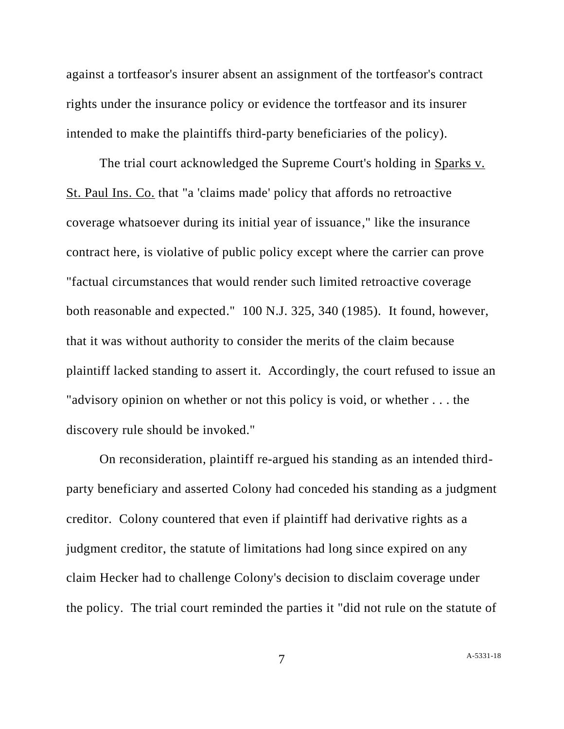against a tortfeasor's insurer absent an assignment of the tortfeasor's contract rights under the insurance policy or evidence the tortfeasor and its insurer intended to make the plaintiffs third-party beneficiaries of the policy).

The trial court acknowledged the Supreme Court's holding in Sparks v. St. Paul Ins. Co. that "a 'claims made' policy that affords no retroactive coverage whatsoever during its initial year of issuance," like the insurance contract here, is violative of public policy except where the carrier can prove "factual circumstances that would render such limited retroactive coverage both reasonable and expected." 100 N.J. 325, 340 (1985). It found, however, that it was without authority to consider the merits of the claim because plaintiff lacked standing to assert it. Accordingly, the court refused to issue an "advisory opinion on whether or not this policy is void, or whether . . . the discovery rule should be invoked."

On reconsideration, plaintiff re-argued his standing as an intended third-party beneficiary and asserted Colony had conceded his standing as a judgment creditor. Colony countered that even if plaintiff had derivative rights as a judgment creditor, the statute of limitations had long since expired on any claim Hecker had to challenge Colony's decision to disclaim coverage under the policy. The trial court reminded the parties it "did not rule on the statute of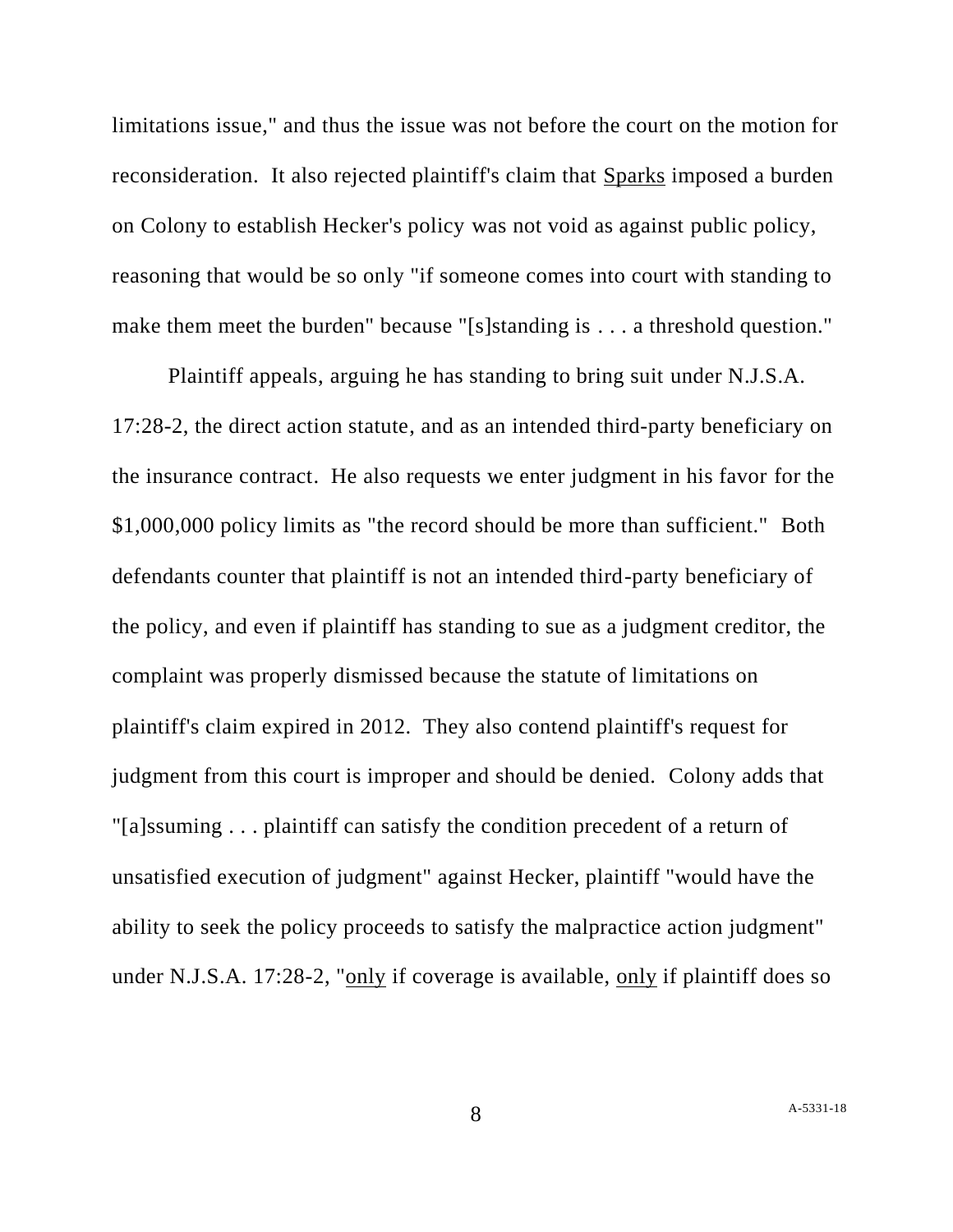limitations issue," and thus the issue was not before the court on the motion for reconsideration. It also rejected plaintiff's claim that Sparks imposed a burden on Colony to establish Hecker's policy was not void as against public policy, reasoning that would be so only "if someone comes into court with standing to make them meet the burden" because "[s]tanding is . . . a threshold question."

Plaintiff appeals, arguing he has standing to bring suit under N.J.S.A. 17:28-2, the direct action statute, and as an intended third-party beneficiary on the insurance contract. He also requests we enter judgment in his favor for the $1,000,000 policy limits as "the record should be more than sufficient." Both defendants counter that plaintiff is not an intended third-party beneficiary of the policy, and even if plaintiff has standing to sue as a judgment creditor, the complaint was properly dismissed because the statute of limitations on plaintiff's claim expired in 2012. They also contend plaintiff's request for judgment from this court is improper and should be denied. Colony adds that "[a]ssuming . . . plaintiff can satisfy the condition precedent of a return of unsatisfied execution of judgment" against Hecker, plaintiff "would have the ability to seek the policy proceeds to satisfy the malpractice action judgment" under N.J.S.A. 17:28-2, "only if coverage is available, only if plaintiff does so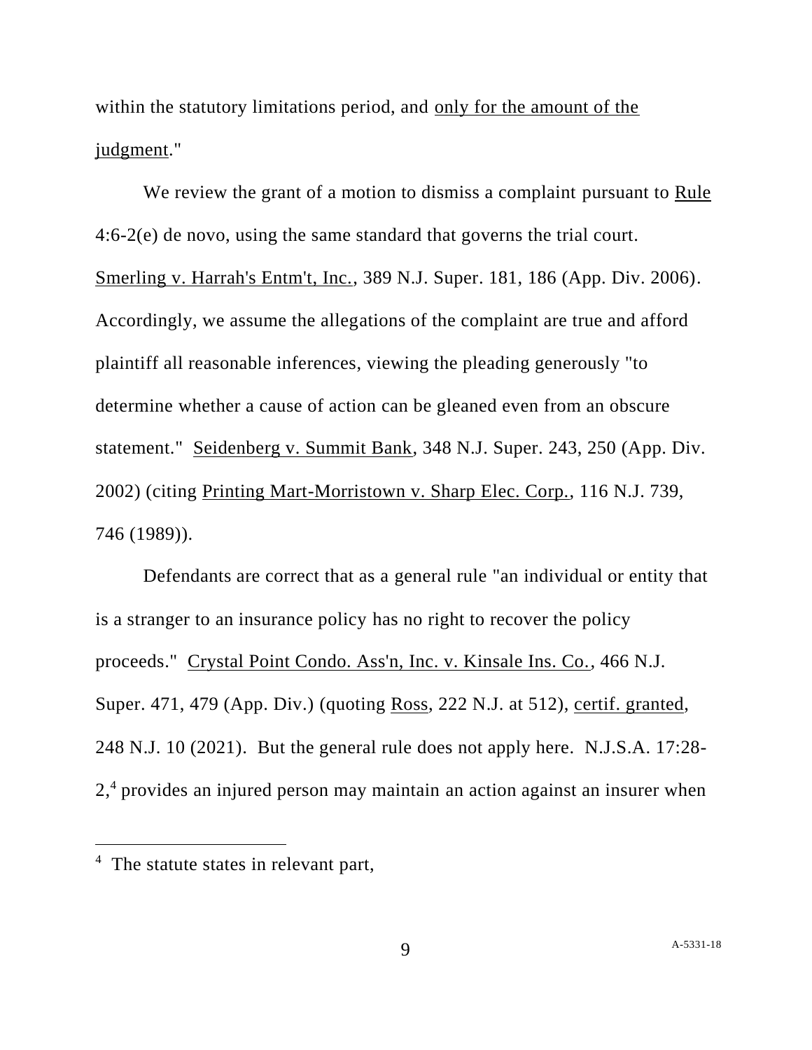within the statutory limitations period, and only for the amount of the judgment."

We review the grant of a motion to dismiss a complaint pursuant to Rule 4:6-2(e) de novo, using the same standard that governs the trial court. Smerling v. Harrah's Entm't, Inc., 389 N.J. Super. 181, 186 (App. Div. 2006). Accordingly, we assume the allegations of the complaint are true and afford plaintiff all reasonable inferences, viewing the pleading generously "to determine whether a cause of action can be gleaned even from an obscure statement." Seidenberg v. Summit Bank, 348 N.J. Super. 243, 250 (App. Div. 2002) (citing Printing Mart-Morristown v. Sharp Elec. Corp., 116 N.J. 739, 746 (1989)).

Defendants are correct that as a general rule "an individual or entity that is a stranger to an insurance policy has no right to recover the policy proceeds." Crystal Point Condo. Ass'n, Inc. v. Kinsale Ins. Co., 466 N.J. Super. 471, 479 (App. Div.) (quoting Ross, 222 N.J. at 512), certif. granted, 248 N.J. 10 (2021). But the general rule does not apply here. N.J.S.A. 17:28-2,[4] provides an injured person may maintain an action against an insurer when

---

[4] The statute states in relevant part,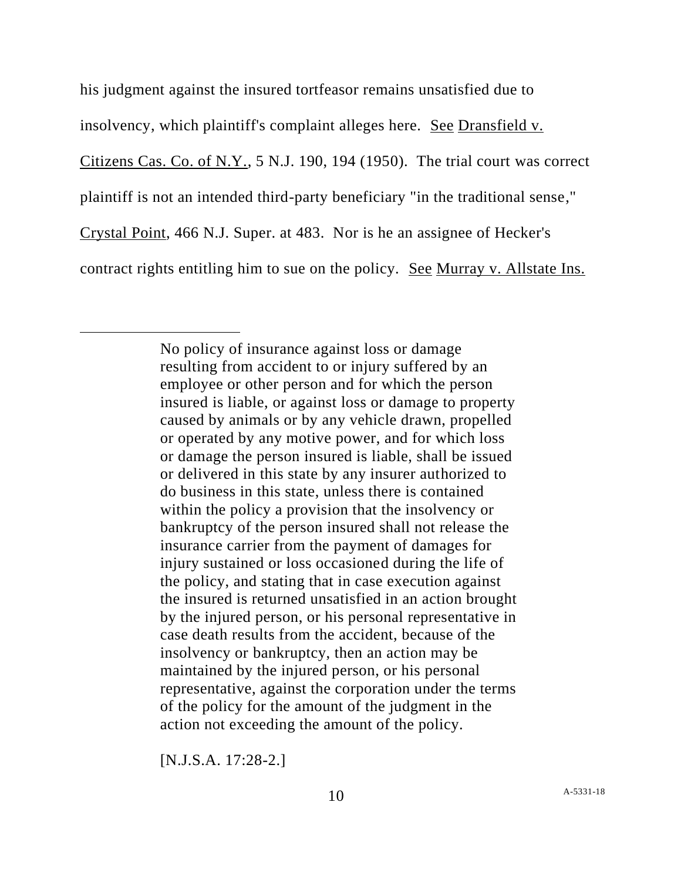his judgment against the insured tortfeasor remains unsatisfied due to insolvency, which plaintiff's complaint alleges here. See Dransfield v. Citizens Cas. Co. of N.Y., 5 N.J. 190, 194 (1950). The trial court was correct plaintiff is not an intended third-party beneficiary "in the traditional sense," Crystal Point, 466 N.J. Super. at 483. Nor is he an assignee of Hecker's contract rights entitling him to sue on the policy. See Murray v. Allstate Ins.

---

> No policy of insurance against loss or damage resulting from accident to or injury suffered by an employee or other person and for which the person insured is liable, or against loss or damage to property caused by animals or by any vehicle drawn, propelled or operated by any motive power, and for which loss or damage the person insured is liable, shall be issued or delivered in this state by any insurer authorized to do business in this state, unless there is contained within the policy a provision that the insolvency or bankruptcy of the person insured shall not release the insurance carrier from the payment of damages for injury sustained or loss occasioned during the life of the policy, and stating that in case execution against the insured is returned unsatisfied in an action brought by the injured person, or his personal representative in case death results from the accident, because of the insolvency or bankruptcy, then an action may be maintained by the injured person, or his personal representative, against the corporation under the terms of the policy for the amount of the judgment in the action not exceeding the amount of the policy.
>
> [N.J.S.A. 17:28-2.]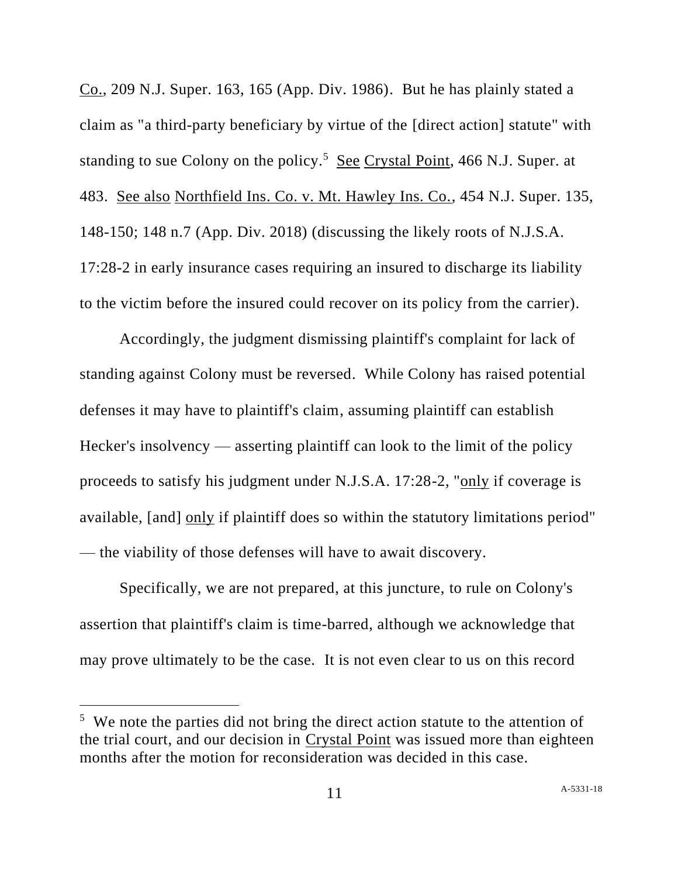Co., 209 N.J. Super. 163, 165 (App. Div. 1986). But he has plainly stated a claim as "a third-party beneficiary by virtue of the [direct action] statute" with standing to sue Colony on the policy.[5] See Crystal Point, 466 N.J. Super. at 483. See also Northfield Ins. Co. v. Mt. Hawley Ins. Co., 454 N.J. Super. 135, 148-150; 148 n.7 (App. Div. 2018) (discussing the likely roots of N.J.S.A. 17:28-2 in early insurance cases requiring an insured to discharge its liability to the victim before the insured could recover on its policy from the carrier).

Accordingly, the judgment dismissing plaintiff's complaint for lack of standing against Colony must be reversed. While Colony has raised potential defenses it may have to plaintiff's claim, assuming plaintiff can establish Hecker's insolvency — asserting plaintiff can look to the limit of the policy proceeds to satisfy his judgment under N.J.S.A. 17:28-2, "only if coverage is available, [and] only if plaintiff does so within the statutory limitations period" — the viability of those defenses will have to await discovery.

Specifically, we are not prepared, at this juncture, to rule on Colony's assertion that plaintiff's claim is time-barred, although we acknowledge that may prove ultimately to be the case. It is not even clear to us on this record

---

[5] We note the parties did not bring the direct action statute to the attention of the trial court, and our decision in Crystal Point was issued more than eighteen months after the motion for reconsideration was decided in this case.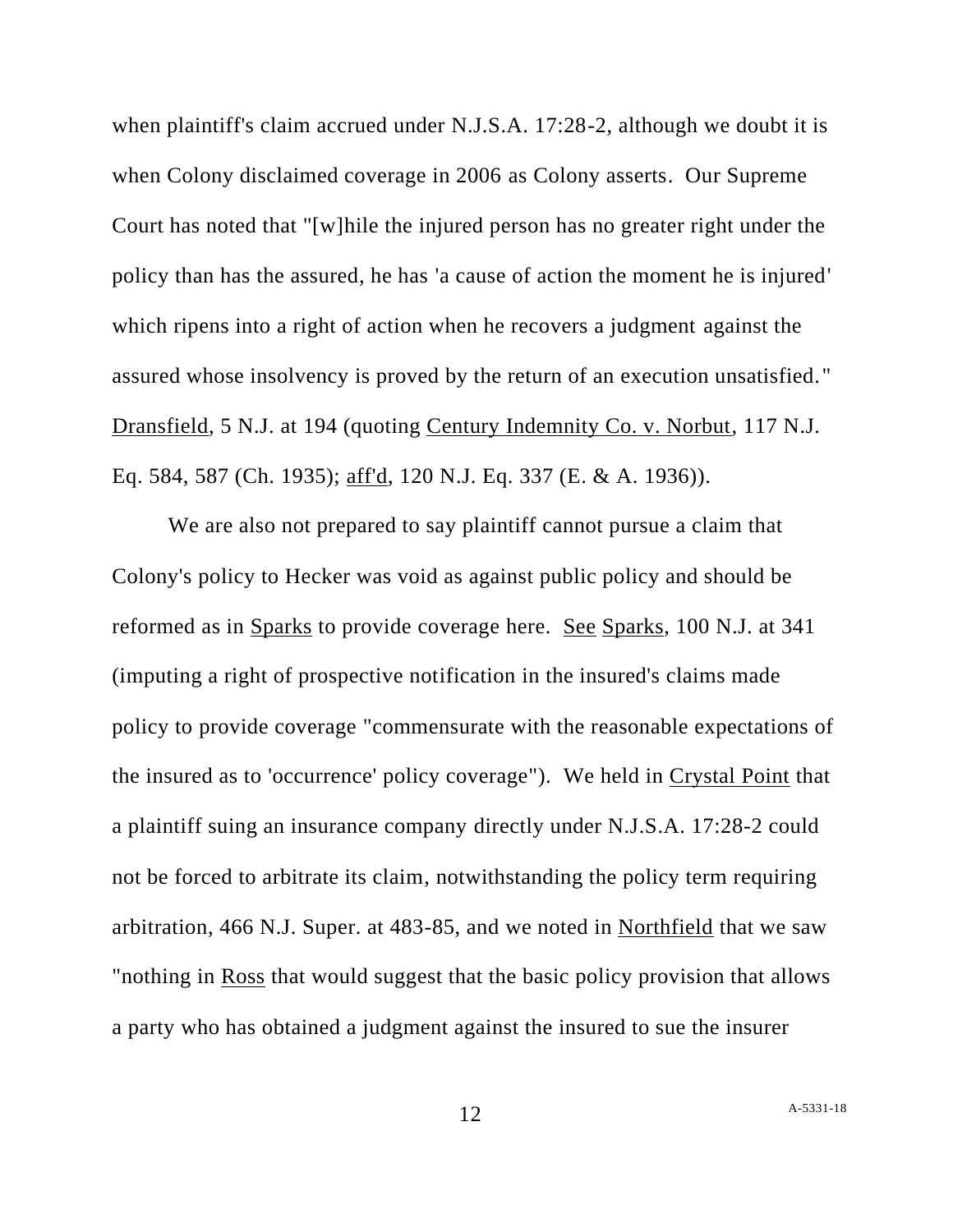when plaintiff's claim accrued under N.J.S.A. 17:28-2, although we doubt it is when Colony disclaimed coverage in 2006 as Colony asserts. Our Supreme Court has noted that "[w]hile the injured person has no greater right under the policy than has the assured, he has 'a cause of action the moment he is injured' which ripens into a right of action when he recovers a judgment against the assured whose insolvency is proved by the return of an execution unsatisfied." Dransfield, 5 N.J. at 194 (quoting Century Indemnity Co. v. Norbut, 117 N.J. Eq. 584, 587 (Ch. 1935); aff'd, 120 N.J. Eq. 337 (E. & A. 1936)).

We are also not prepared to say plaintiff cannot pursue a claim that Colony's policy to Hecker was void as against public policy and should be reformed as in Sparks to provide coverage here. See Sparks, 100 N.J. at 341 (imputing a right of prospective notification in the insured's claims made policy to provide coverage "commensurate with the reasonable expectations of the insured as to 'occurrence' policy coverage"). We held in Crystal Point that a plaintiff suing an insurance company directly under N.J.S.A. 17:28-2 could not be forced to arbitrate its claim, notwithstanding the policy term requiring arbitration, 466 N.J. Super. at 483-85, and we noted in Northfield that we saw "nothing in Ross that would suggest that the basic policy provision that allows a party who has obtained a judgment against the insured to sue the insurer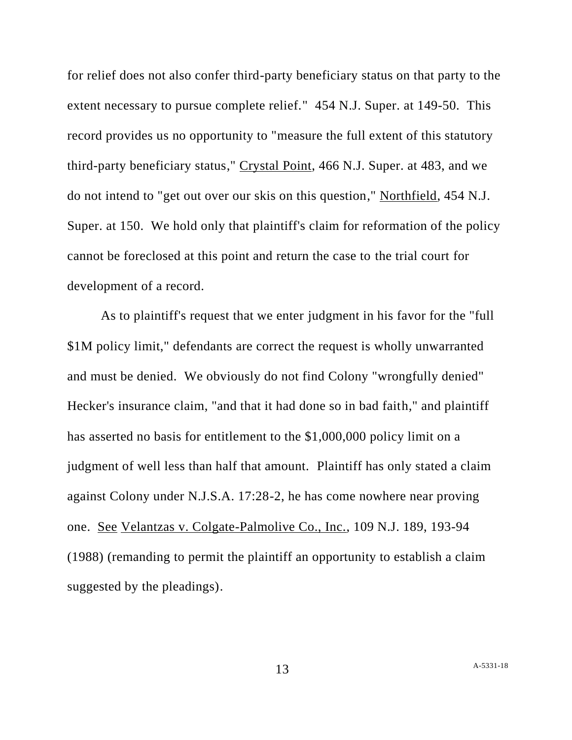for relief does not also confer third-party beneficiary status on that party to the extent necessary to pursue complete relief." 454 N.J. Super. at 149-50. This record provides us no opportunity to "measure the full extent of this statutory third-party beneficiary status," Crystal Point, 466 N.J. Super. at 483, and we do not intend to "get out over our skis on this question," Northfield, 454 N.J. Super. at 150. We hold only that plaintiff's claim for reformation of the policy cannot be foreclosed at this point and return the case to the trial court for development of a record.

As to plaintiff's request that we enter judgment in his favor for the "full $1M policy limit," defendants are correct the request is wholly unwarranted and must be denied. We obviously do not find Colony "wrongfully denied" Hecker's insurance claim, "and that it had done so in bad faith," and plaintiff has asserted no basis for entitlement to the $1,000,000 policy limit on a judgment of well less than half that amount. Plaintiff has only stated a claim against Colony under N.J.S.A. 17:28-2, he has come nowhere near proving one. See Velantzas v. Colgate-Palmolive Co., Inc., 109 N.J. 189, 193-94 (1988) (remanding to permit the plaintiff an opportunity to establish a claim suggested by the pleadings).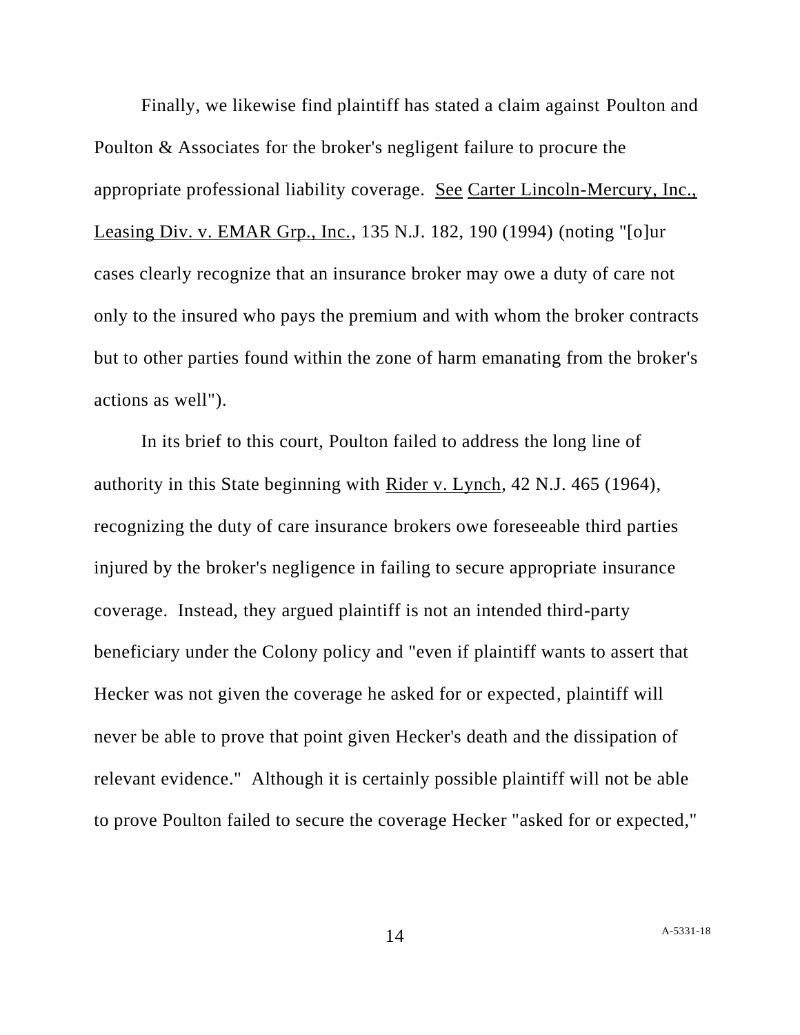Finally, we likewise find plaintiff has stated a claim against Poulton and Poulton & Associates for the broker's negligent failure to procure the appropriate professional liability coverage. See Carter Lincoln-Mercury, Inc., Leasing Div. v. EMAR Grp., Inc., 135 N.J. 182, 190 (1994) (noting "[o]ur cases clearly recognize that an insurance broker may owe a duty of care not only to the insured who pays the premium and with whom the broker contracts but to other parties found within the zone of harm emanating from the broker's actions as well").

In its brief to this court, Poulton failed to address the long line of authority in this State beginning with Rider v. Lynch, 42 N.J. 465 (1964), recognizing the duty of care insurance brokers owe foreseeable third parties injured by the broker's negligence in failing to secure appropriate insurance coverage. Instead, they argued plaintiff is not an intended third-party beneficiary under the Colony policy and "even if plaintiff wants to assert that Hecker was not given the coverage he asked for or expected, plaintiff will never be able to prove that point given Hecker's death and the dissipation of relevant evidence." Although it is certainly possible plaintiff will not be able to prove Poulton failed to secure the coverage Hecker "asked for or expected,"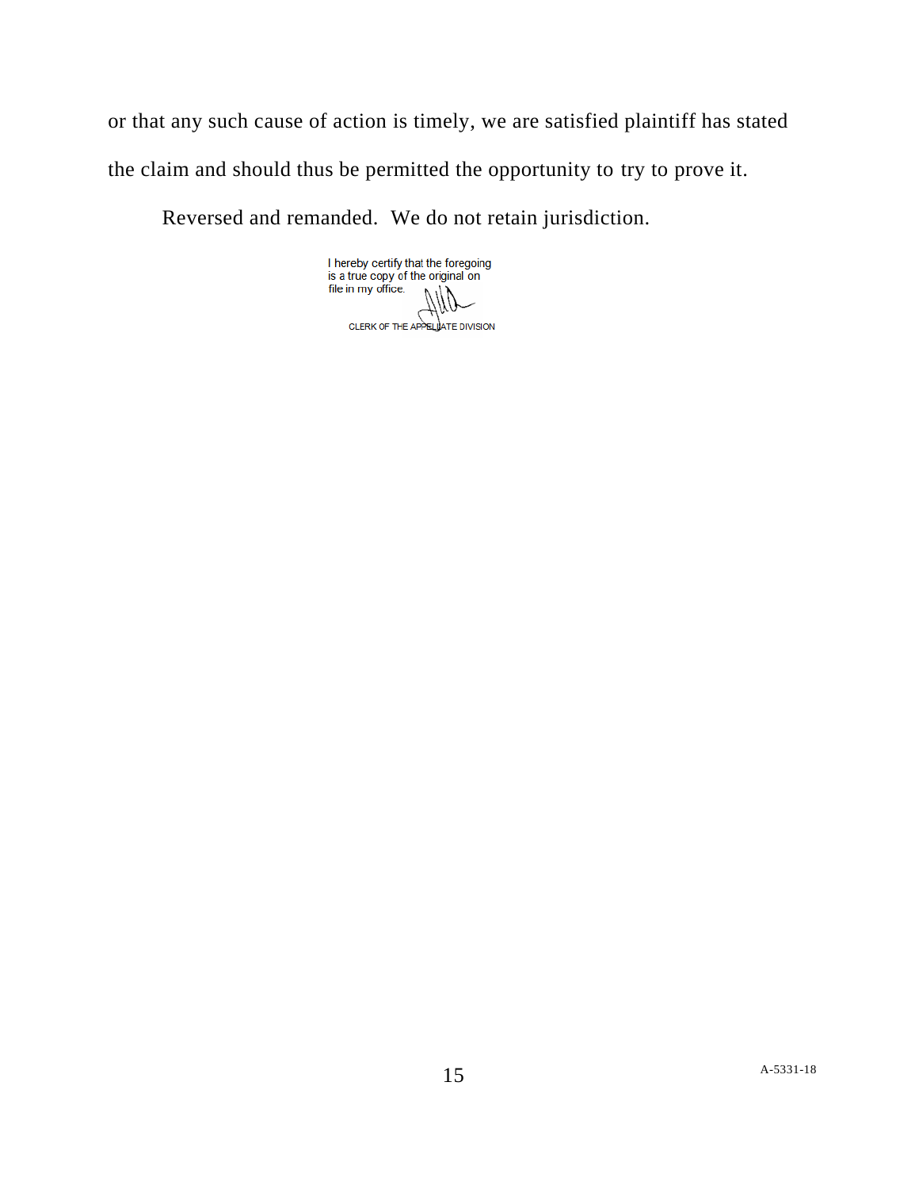or that any such cause of action is timely, we are satisfied plaintiff has stated the claim and should thus be permitted the opportunity to try to prove it.

Reversed and remanded. We do not retain jurisdiction.

I hereby certify that the foregoing is a true copy of the original on file in my office.

CLERK OF THE APPELLATE DIVISION